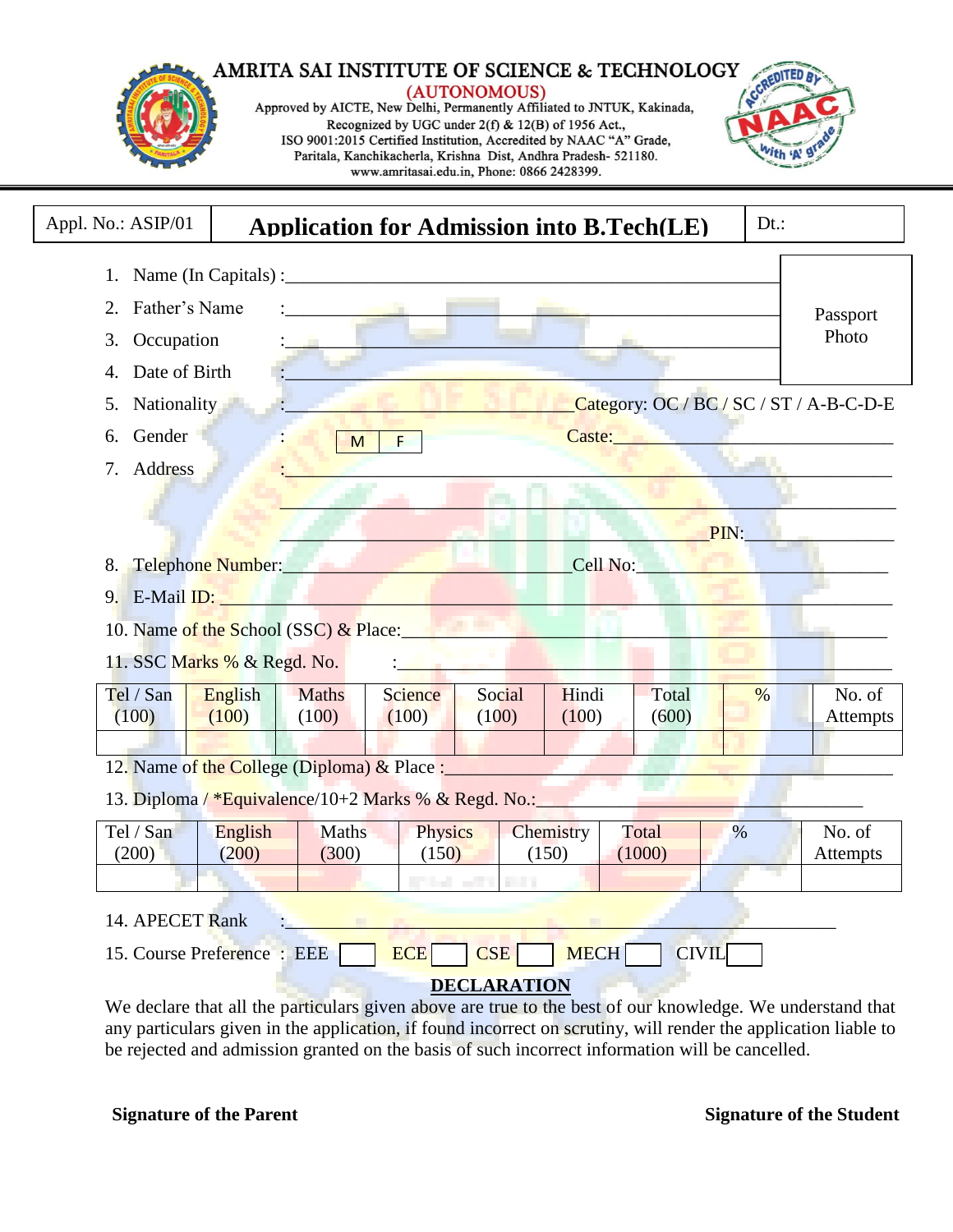# AMRITA SAI INSTITUTE OF SCIENCE & TECHNOLOGY

**(AUTONOMOUS)**

Approved by AICTE, New Delhi, Permanently Affiliated to JNTUK, Kakinada,
Recognized by UGC under 2(f) & 12(B) of 1956 Act.,
ISO 9001:2015 Certified Institution, Accredited by NAAC "A" Grade,
Paritala, Kanchikacherla, Krishna Dist, Andhra Pradesh- 521180.
www.amritasai.edu.in, Phone: 0866 2428399.

| Appl. No.: ASIP/01 | **Application for Admission into B.Tech(LE)** | Dt.: |
|---|---|---|

Passport Photo

1. Name (In Capitals) :_______________________________________________
2. Father's Name :_______________________________________________
3. Occupation :_______________________________________________
4. Date of Birth :_______________________________________________
5. Nationality :______________________ Category: OC / BC / SC / ST / A-B-C-D-E
6. Gender : M | F Caste:______________________
7. Address :_______________________________________________

   _______________________________________________

   _______________________________________________ PIN:______________
8. Telephone Number:______________________ Cell No:______________________
9. E-Mail ID: _______________________________________________
10. Name of the School (SSC) & Place:_______________________________________________
11. SSC Marks % & Regd. No. :_______________________________________________

| Tel / San (100) | English (100) | Maths (100) | Science (100) | Social (100) | Hindi (100) | Total (600) | % | No. of Attempts |
|---|---|---|---|---|---|---|---|---|
| | | | | | | | | |

12. Name of the College (Diploma) & Place :_______________________________________________
13. Diploma / *Equivalence/10+2 Marks % & Regd. No.:_______________________________________________

| Tel / San (200) | English (200) | Maths (300) | Physics (150) | Chemistry (150) | Total (1000) | % | No. of Attempts |
|---|---|---|---|---|---|---|---|
| | | | | | | | |

14. APECET Rank :_______________________________________________
15. Course Preference : EEE [ ] ECE [ ] CSE [ ] MECH [ ] CIVIL [ ]

**DECLARATION**

We declare that all the particulars given above are true to the best of our knowledge. We understand that any particulars given in the application, if found incorrect on scrutiny, will render the application liable to be rejected and admission granted on the basis of such incorrect information will be cancelled.

**Signature of the Parent** **Signature of the Student**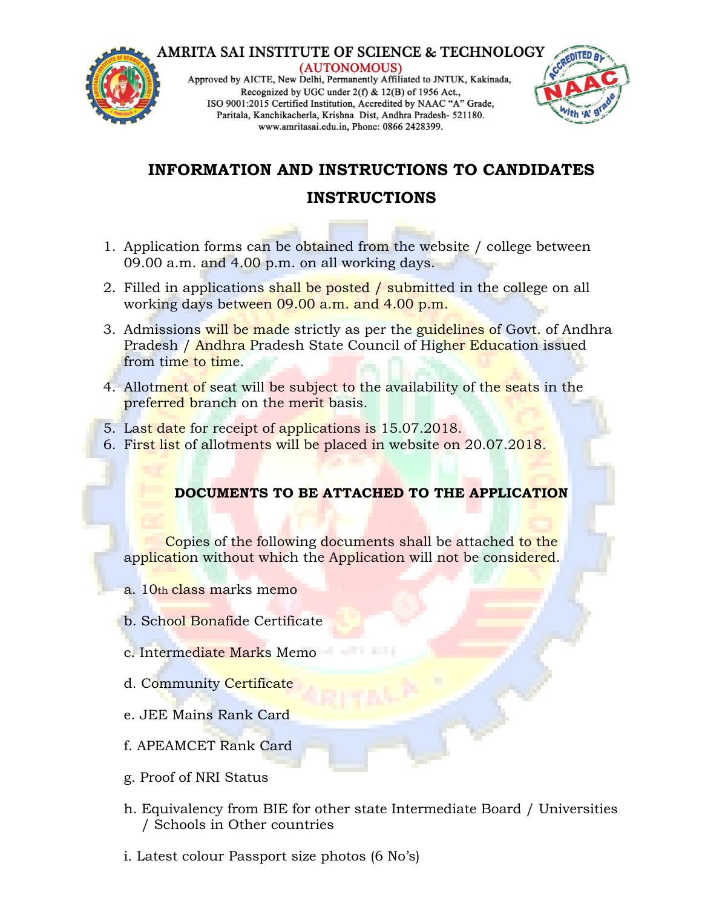AMRITA SAI INSTITUTE OF SCIENCE & TECHNOLOGY

(AUTONOMOUS)

Approved by AICTE, New Delhi, Permanently Affiliated to JNTUK, Kakinada,
Recognized by UGC under 2(f) & 12(B) of 1956 Act.,
ISO 9001:2015 Certified Institution, Accredited by NAAC "A" Grade,
Paritala, Kanchikacherla, Krishna Dist, Andhra Pradesh- 521180.
www.amritasai.edu.in, Phone: 0866 2428399.

# INFORMATION AND INSTRUCTIONS TO CANDIDATES

## INSTRUCTIONS

1. Application forms can be obtained from the website / college between 09.00 a.m. and 4.00 p.m. on all working days.
2. Filled in applications shall be posted / submitted in the college on all working days between 09.00 a.m. and 4.00 p.m.
3. Admissions will be made strictly as per the guidelines of Govt. of Andhra Pradesh / Andhra Pradesh State Council of Higher Education issued from time to time.
4. Allotment of seat will be subject to the availability of the seats in the preferred branch on the merit basis.
5. Last date for receipt of applications is 15.07.2018.
6. First list of allotments will be placed in website on 20.07.2018.

### DOCUMENTS TO BE ATTACHED TO THE APPLICATION

Copies of the following documents shall be attached to the application without which the Application will not be considered.

a. 10th class marks memo

b. School Bonafide Certificate

c. Intermediate Marks Memo

d. Community Certificate

e. JEE Mains Rank Card

f. APEAMCET Rank Card

g. Proof of NRI Status

h. Equivalency from BIE for other state Intermediate Board / Universities / Schools in Other countries

i. Latest colour Passport size photos (6 No's)